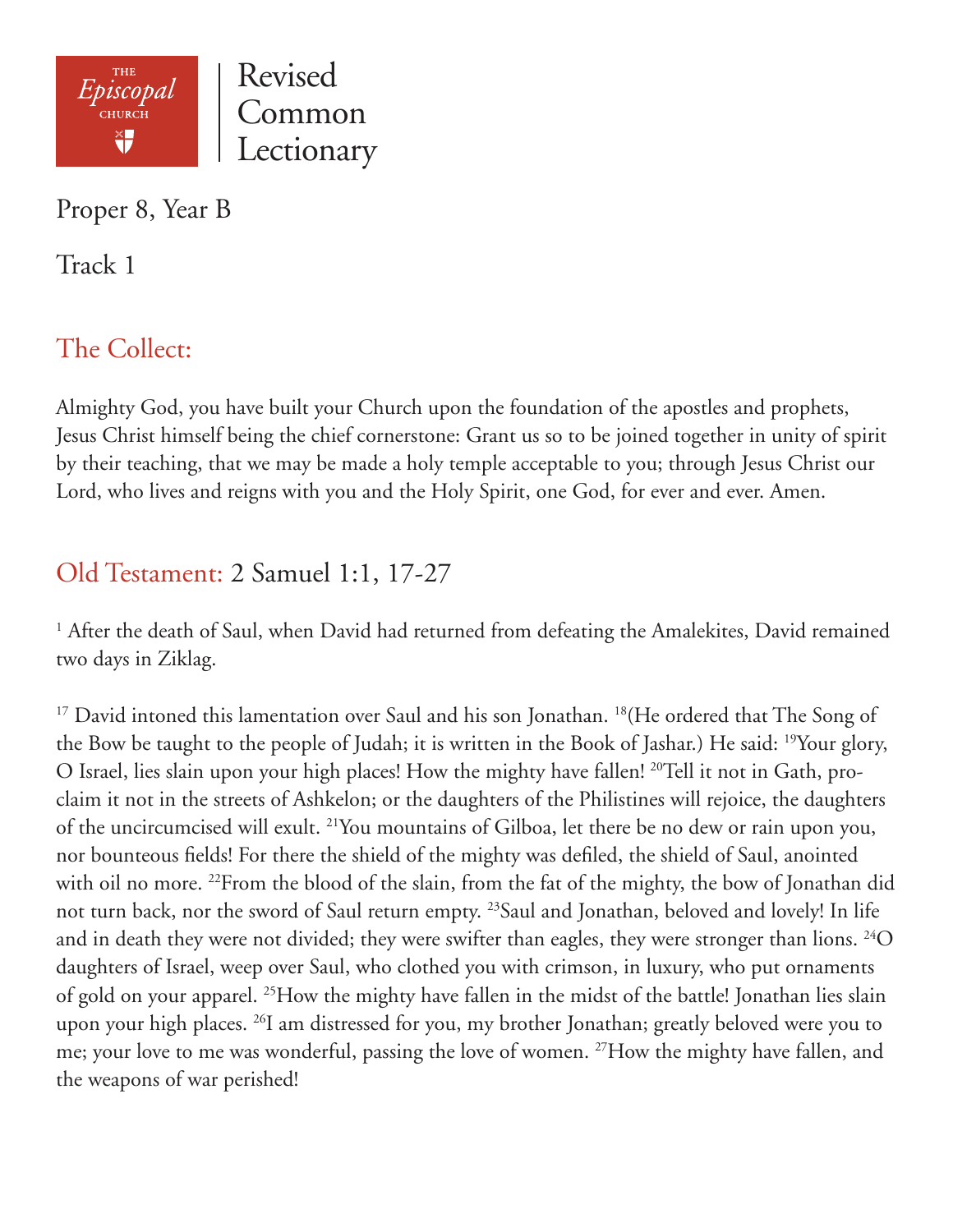THE *Episcopal* CHURCH

Revised Common Lectionary

Proper 8, Year B

Track 1

## The Collect:

Almighty God, you have built your Church upon the foundation of the apostles and prophets, Jesus Christ himself being the chief cornerstone: Grant us so to be joined together in unity of spirit by their teaching, that we may be made a holy temple acceptable to you; through Jesus Christ our Lord, who lives and reigns with you and the Holy Spirit, one God, for ever and ever. Amen.

## Old Testament: 2 Samuel 1:1, 17-27

[1] After the death of Saul, when David had returned from defeating the Amalekites, David remained two days in Ziklag.

[17] David intoned this lamentation over Saul and his son Jonathan. [18](He ordered that The Song of the Bow be taught to the people of Judah; it is written in the Book of Jashar.) He said: [19]Your glory, O Israel, lies slain upon your high places! How the mighty have fallen! [20]Tell it not in Gath, proclaim it not in the streets of Ashkelon; or the daughters of the Philistines will rejoice, the daughters of the uncircumcised will exult. [21]You mountains of Gilboa, let there be no dew or rain upon you, nor bounteous fields! For there the shield of the mighty was defiled, the shield of Saul, anointed with oil no more. [22]From the blood of the slain, from the fat of the mighty, the bow of Jonathan did not turn back, nor the sword of Saul return empty. [23]Saul and Jonathan, beloved and lovely! In life and in death they were not divided; they were swifter than eagles, they were stronger than lions. [24]O daughters of Israel, weep over Saul, who clothed you with crimson, in luxury, who put ornaments of gold on your apparel. [25]How the mighty have fallen in the midst of the battle! Jonathan lies slain upon your high places. [26]I am distressed for you, my brother Jonathan; greatly beloved were you to me; your love to me was wonderful, passing the love of women. [27]How the mighty have fallen, and the weapons of war perished!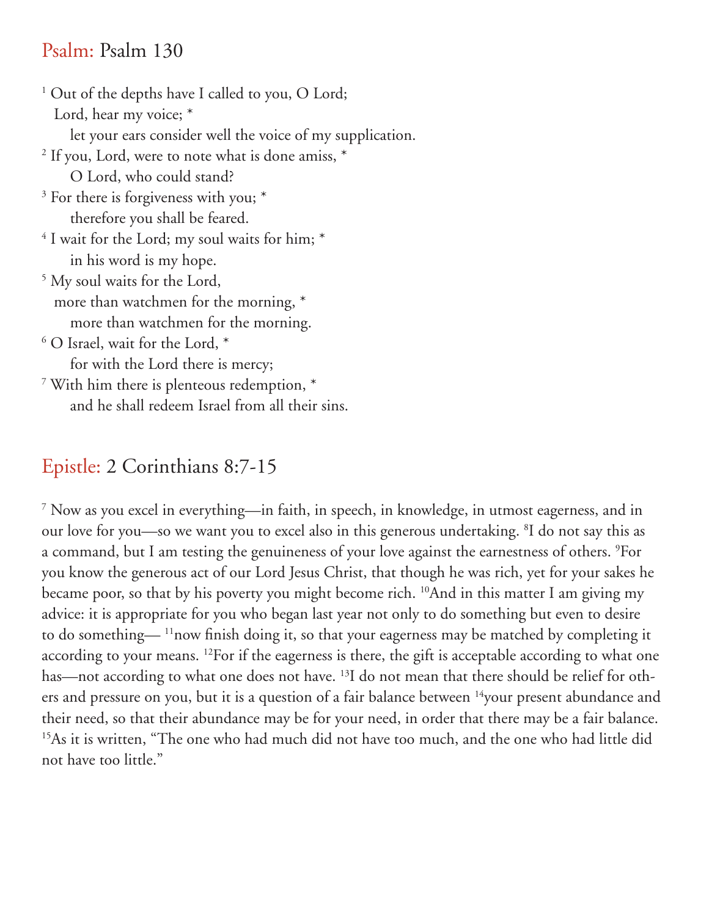## Psalm: Psalm 130

[1] Out of the depths have I called to you, O Lord;
Lord, hear my voice; *
let your ears consider well the voice of my supplication.
[2] If you, Lord, were to note what is done amiss, *
O Lord, who could stand?
[3] For there is forgiveness with you; *
therefore you shall be feared.
[4] I wait for the Lord; my soul waits for him; *
in his word is my hope.
[5] My soul waits for the Lord,
more than watchmen for the morning, *
more than watchmen for the morning.
[6] O Israel, wait for the Lord, *
for with the Lord there is mercy;
[7] With him there is plenteous redemption, *
and he shall redeem Israel from all their sins.

## Epistle: 2 Corinthians 8:7-15

[7] Now as you excel in everything—in faith, in speech, in knowledge, in utmost eagerness, and in our love for you—so we want you to excel also in this generous undertaking. [8]I do not say this as a command, but I am testing the genuineness of your love against the earnestness of others. [9]For you know the generous act of our Lord Jesus Christ, that though he was rich, yet for your sakes he became poor, so that by his poverty you might become rich. [10]And in this matter I am giving my advice: it is appropriate for you who began last year not only to do something but even to desire to do something— [11]now finish doing it, so that your eagerness may be matched by completing it according to your means. [12]For if the eagerness is there, the gift is acceptable according to what one has—not according to what one does not have. [13]I do not mean that there should be relief for others and pressure on you, but it is a question of a fair balance between [14]your present abundance and their need, so that their abundance may be for your need, in order that there may be a fair balance. [15]As it is written, "The one who had much did not have too much, and the one who had little did not have too little."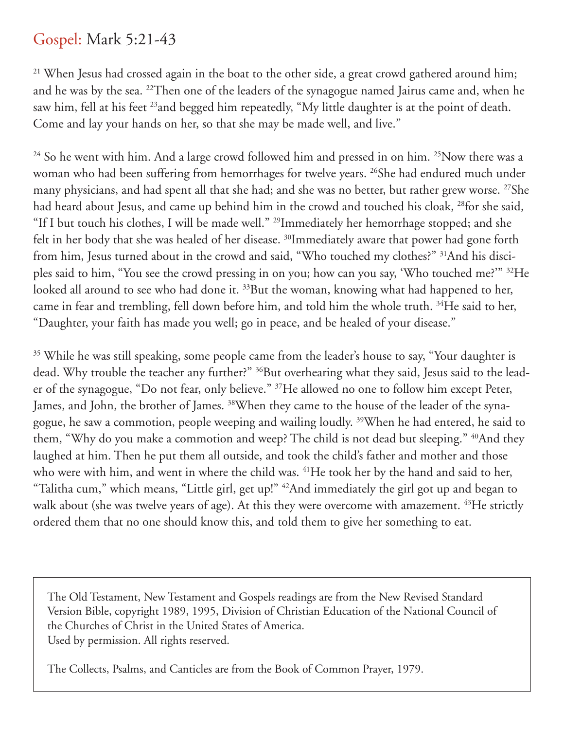## Gospel: Mark 5:21-43

[21] When Jesus had crossed again in the boat to the other side, a great crowd gathered around him; and he was by the sea. [22]Then one of the leaders of the synagogue named Jairus came and, when he saw him, fell at his feet [23]and begged him repeatedly, "My little daughter is at the point of death. Come and lay your hands on her, so that she may be made well, and live."

[24] So he went with him. And a large crowd followed him and pressed in on him. [25]Now there was a woman who had been suffering from hemorrhages for twelve years. [26]She had endured much under many physicians, and had spent all that she had; and she was no better, but rather grew worse. [27]She had heard about Jesus, and came up behind him in the crowd and touched his cloak, [28]for she said, "If I but touch his clothes, I will be made well." [29]Immediately her hemorrhage stopped; and she felt in her body that she was healed of her disease. [30]Immediately aware that power had gone forth from him, Jesus turned about in the crowd and said, "Who touched my clothes?" [31]And his disciples said to him, "You see the crowd pressing in on you; how can you say, 'Who touched me?'" [32]He looked all around to see who had done it. [33]But the woman, knowing what had happened to her, came in fear and trembling, fell down before him, and told him the whole truth. [34]He said to her, "Daughter, your faith has made you well; go in peace, and be healed of your disease."

[35] While he was still speaking, some people came from the leader's house to say, "Your daughter is dead. Why trouble the teacher any further?" [36]But overhearing what they said, Jesus said to the leader of the synagogue, "Do not fear, only believe." [37]He allowed no one to follow him except Peter, James, and John, the brother of James. [38]When they came to the house of the leader of the synagogue, he saw a commotion, people weeping and wailing loudly. [39]When he had entered, he said to them, "Why do you make a commotion and weep? The child is not dead but sleeping." [40]And they laughed at him. Then he put them all outside, and took the child's father and mother and those who were with him, and went in where the child was. [41]He took her by the hand and said to her, "Talitha cum," which means, "Little girl, get up!" [42]And immediately the girl got up and began to walk about (she was twelve years of age). At this they were overcome with amazement. [43]He strictly ordered them that no one should know this, and told them to give her something to eat.

---

The Old Testament, New Testament and Gospels readings are from the New Revised Standard Version Bible, copyright 1989, 1995, Division of Christian Education of the National Council of the Churches of Christ in the United States of America.
Used by permission. All rights reserved.

The Collects, Psalms, and Canticles are from the Book of Common Prayer, 1979.